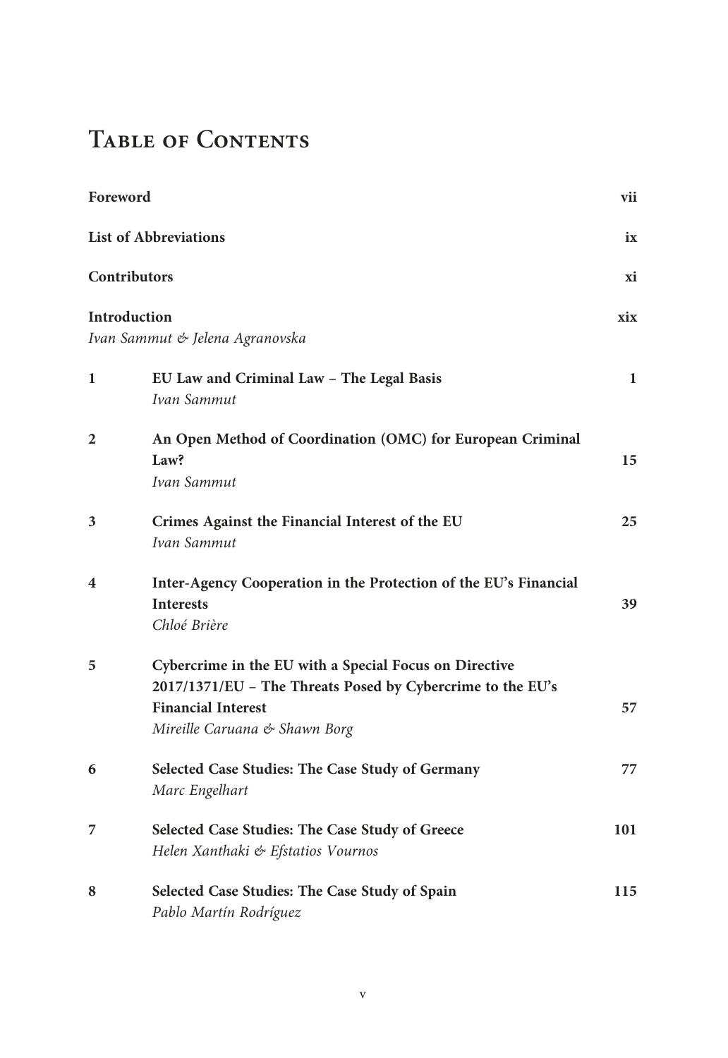# Table of Contents

| | | |
|---|---|---|
| **Foreword** | | **vii** |
| **List of Abbreviations** | | **ix** |
| **Contributors** | | **xi** |
| **Introduction**<br>*Ivan Sammut & Jelena Agranovska* | | **xix** |
| **1** | **EU Law and Criminal Law – The Legal Basis**<br>*Ivan Sammut* | **1** |
| **2** | **An Open Method of Coordination (OMC) for European Criminal Law?**<br>*Ivan Sammut* | **15** |
| **3** | **Crimes Against the Financial Interest of the EU**<br>*Ivan Sammut* | **25** |
| **4** | **Inter-Agency Cooperation in the Protection of the EU's Financial Interests**<br>*Chloé Brière* | **39** |
| **5** | **Cybercrime in the EU with a Special Focus on Directive 2017/1371/EU – The Threats Posed by Cybercrime to the EU's Financial Interest**<br>*Mireille Caruana & Shawn Borg* | **57** |
| **6** | **Selected Case Studies: The Case Study of Germany**<br>*Marc Engelhart* | **77** |
| **7** | **Selected Case Studies: The Case Study of Greece**<br>*Helen Xanthaki & Efstatios Vournos* | **101** |
| **8** | **Selected Case Studies: The Case Study of Spain**<br>*Pablo Martín Rodríguez* | **115** |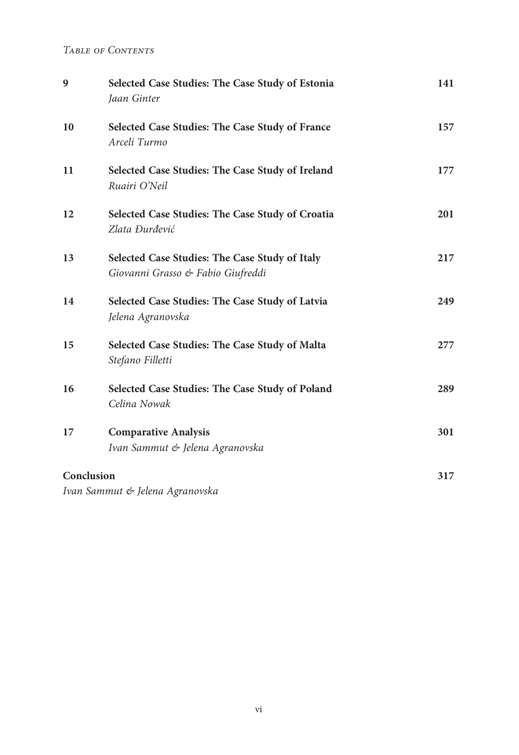| | | |
|---|---|---|
| **9** | **Selected Case Studies: The Case Study of Estonia**<br>*Jaan Ginter* | **141** |
| **10** | **Selected Case Studies: The Case Study of France**<br>*Arceli Turmo* | **157** |
| **11** | **Selected Case Studies: The Case Study of Ireland**<br>*Ruairi O'Neil* | **177** |
| **12** | **Selected Case Studies: The Case Study of Croatia**<br>*Zlata Đurđević* | **201** |
| **13** | **Selected Case Studies: The Case Study of Italy**<br>*Giovanni Grasso & Fabio Giufreddi* | **217** |
| **14** | **Selected Case Studies: The Case Study of Latvia**<br>*Jelena Agranovska* | **249** |
| **15** | **Selected Case Studies: The Case Study of Malta**<br>*Stefano Filletti* | **277** |
| **16** | **Selected Case Studies: The Case Study of Poland**<br>*Celina Nowak* | **289** |
| **17** | **Comparative Analysis**<br>*Ivan Sammut & Jelena Agranovska* | **301** |
| **Conclusion**<br>*Ivan Sammut & Jelena Agranovska* | | **317** |